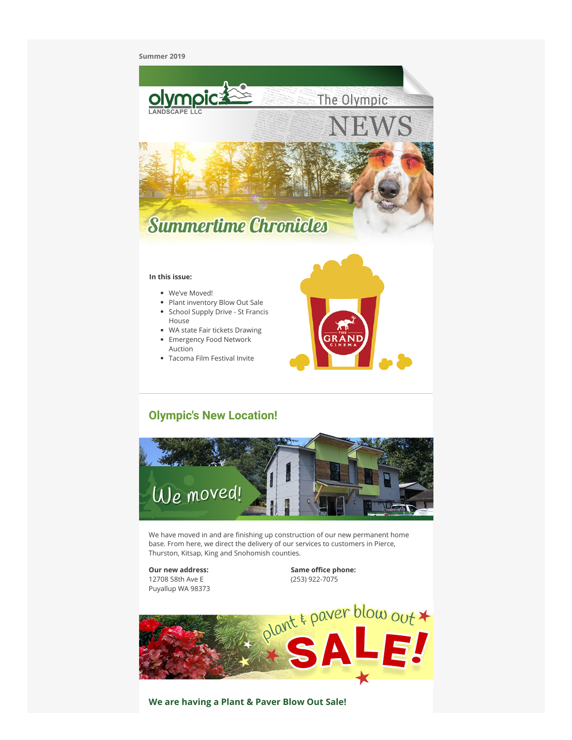Summer 2019

olympic LANDSCAPE LLC

The Olympic NEWS

# Summertime Chronicles

**In this issue:**

- We've Moved!
- Plant inventory Blow Out Sale
- School Supply Drive - St Francis House
- WA state Fair tickets Drawing
- Emergency Food Network Auction
- Tacoma Film Festival Invite

## Olympic's New Location!

We moved!

We have moved in and are finishing up construction of our new permanent home base. From here, we direct the delivery of our services to customers in Pierce, Thurston, Kitsap, King and Snohomish counties.

**Our new address:**
12708 58th Ave E
Puyallup WA 98373

**Same office phone:**
(253) 922-7075

plant & paver blow out SALE!

### We are having a Plant & Paver Blow Out Sale!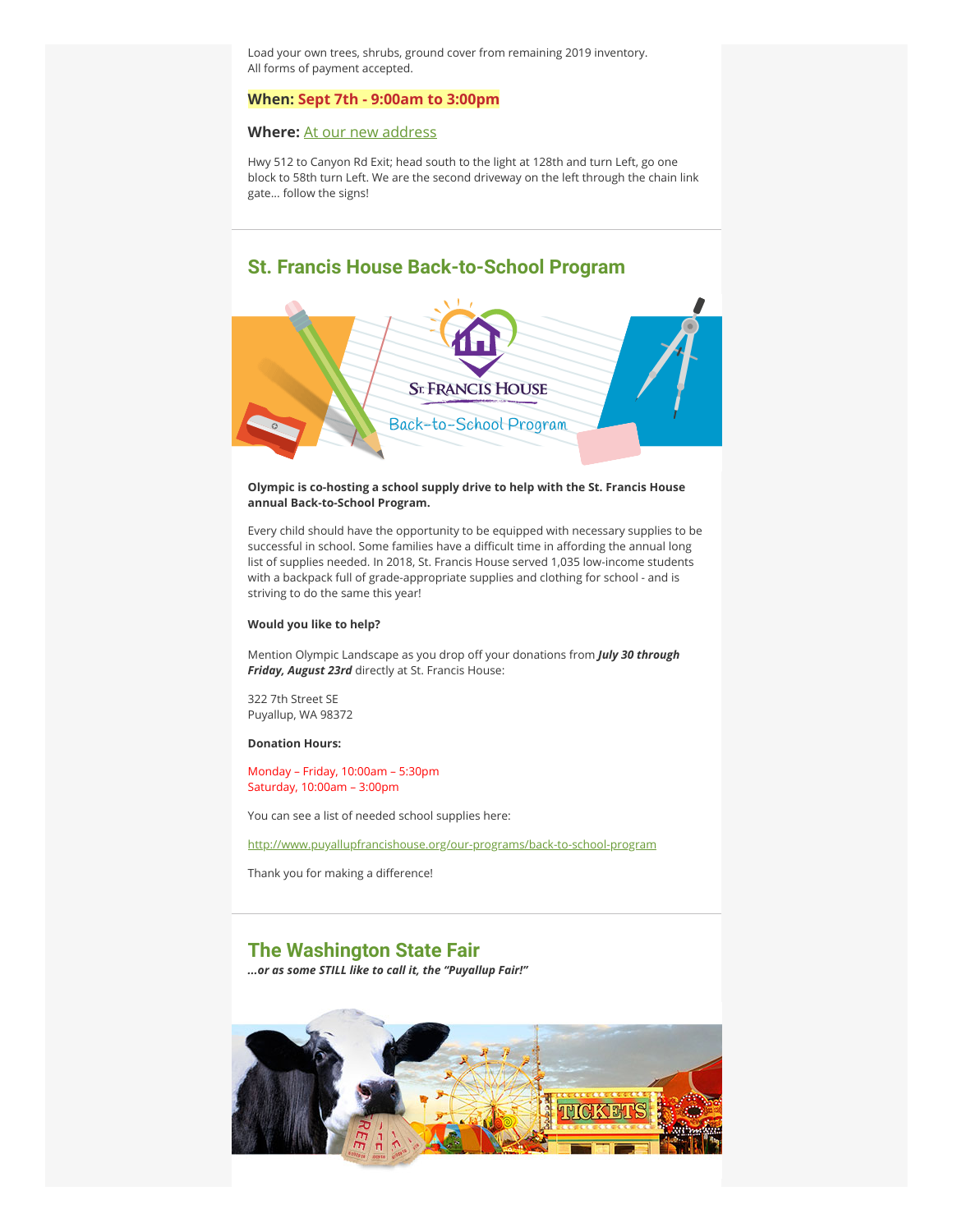Load your own trees, shrubs, ground cover from remaining 2019 inventory.
All forms of payment accepted.

**When: Sept 7th - 9:00am to 3:00pm**

**Where:** At our new address

Hwy 512 to Canyon Rd Exit; head south to the light at 128th and turn Left, go one block to 58th turn Left. We are the second driveway on the left through the chain link gate... follow the signs!

## St. Francis House Back-to-School Program

**Olympic is co-hosting a school supply drive to help with the St. Francis House annual Back-to-School Program.**

Every child should have the opportunity to be equipped with necessary supplies to be successful in school. Some families have a difficult time in affording the annual long list of supplies needed. In 2018, St. Francis House served 1,035 low-income students with a backpack full of grade-appropriate supplies and clothing for school - and is striving to do the same this year!

**Would you like to help?**

Mention Olympic Landscape as you drop off your donations from ***July 30 through Friday, August 23rd*** directly at St. Francis House:

322 7th Street SE
Puyallup, WA 98372

**Donation Hours:**

Monday – Friday, 10:00am – 5:30pm
Saturday, 10:00am – 3:00pm

You can see a list of needed school supplies here:

http://www.puyallupfrancishouse.org/our-programs/back-to-school-program

Thank you for making a difference!

## The Washington State Fair

***...or as some STILL like to call it, the "Puyallup Fair!"***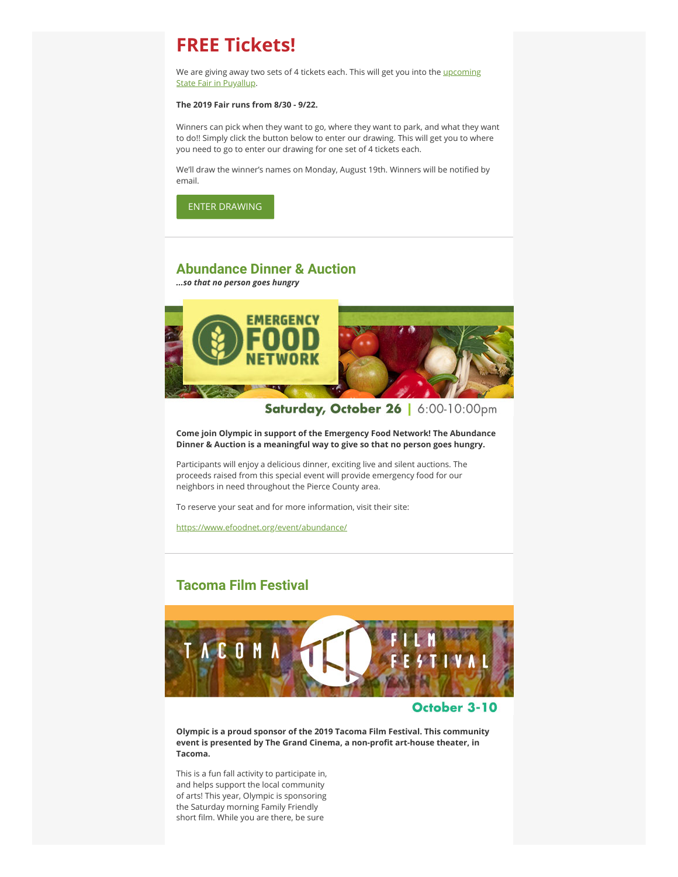# FREE Tickets!

We are giving away two sets of 4 tickets each. This will get you into the upcoming State Fair in Puyallup.

**The 2019 Fair runs from 8/30 - 9/22.**

Winners can pick when they want to go, where they want to park, and what they want to do!! Simply click the button below to enter our drawing. This will get you to where you need to go to enter our drawing for one set of 4 tickets each.

We'll draw the winner's names on Monday, August 19th. Winners will be notified by email.

ENTER DRAWING

---

## Abundance Dinner & Auction

***...so that no person goes hungry***

EMERGENCY FOOD NETWORK

**Saturday, October 26** | 6:00-10:00pm

**Come join Olympic in support of the Emergency Food Network! The Abundance Dinner & Auction is a meaningful way to give so that no person goes hungry.**

Participants will enjoy a delicious dinner, exciting live and silent auctions. The proceeds raised from this special event will provide emergency food for our neighbors in need throughout the Pierce County area.

To reserve your seat and for more information, visit their site:

https://www.efoodnet.org/event/abundance/

---

## Tacoma Film Festival

TACOMA FILM FESTIVAL

**October 3-10**

**Olympic is a proud sponsor of the 2019 Tacoma Film Festival. This community event is presented by The Grand Cinema, a non-profit art-house theater, in Tacoma.**

This is a fun fall activity to participate in, and helps support the local community of arts! This year, Olympic is sponsoring the Saturday morning Family Friendly short film. While you are there, be sure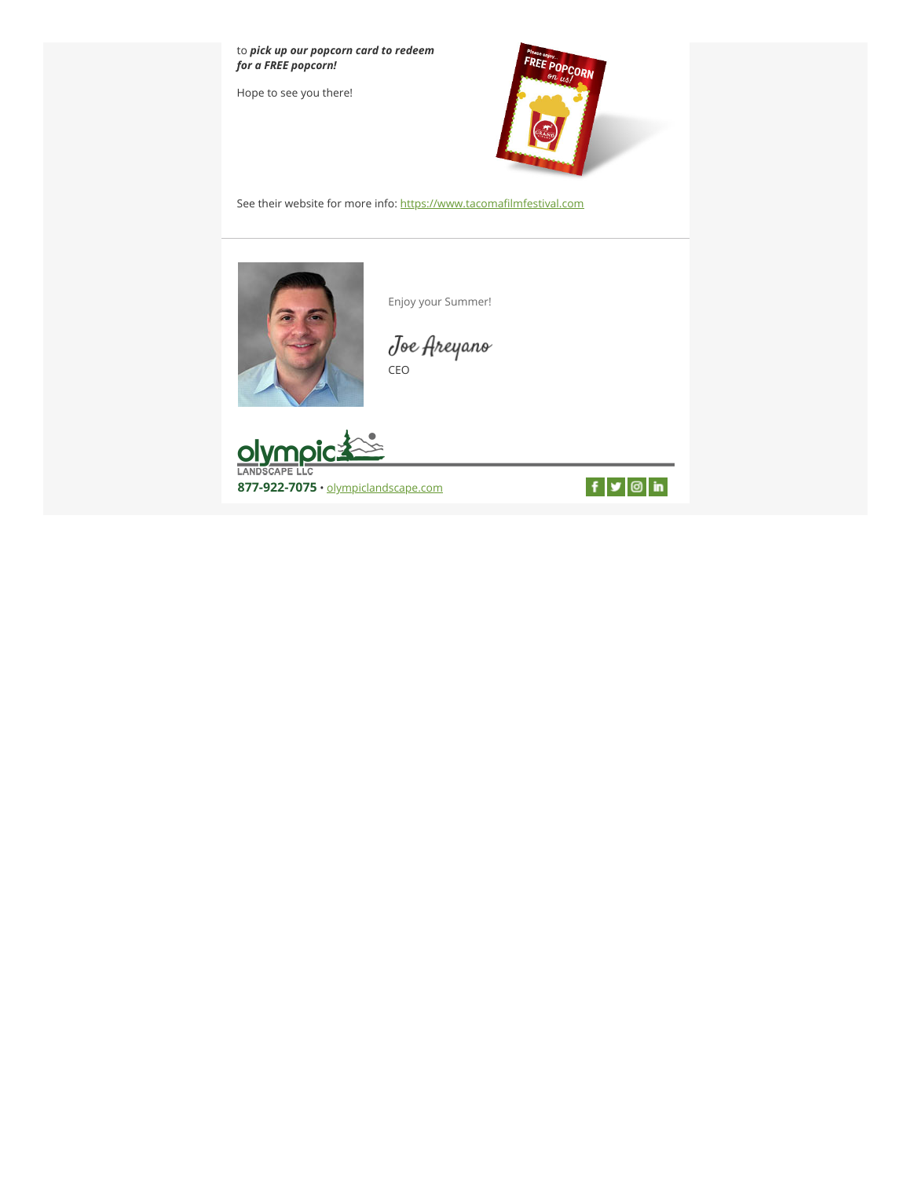to ***pick up our popcorn card to redeem for a FREE popcorn!***

Hope to see you there!

See their website for more info: https://www.tacomafilmfestival.com

Enjoy your Summer!

Joe Areyano

CEO

olympic LANDSCAPE LLC

**877-922-7075** • olympiclandscape.com